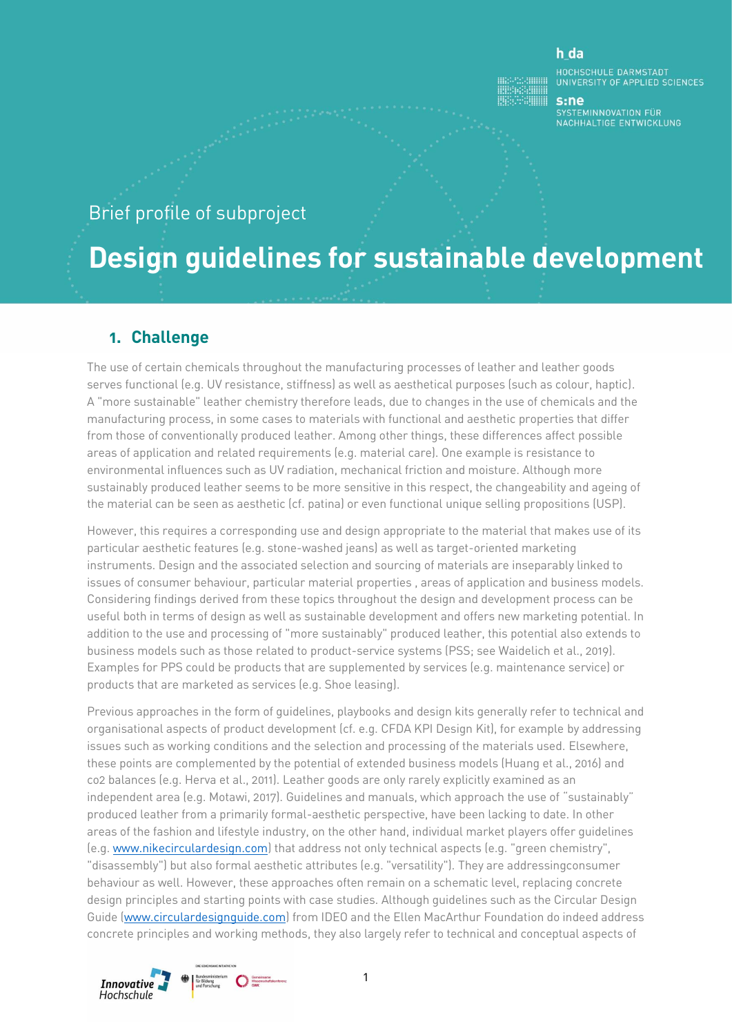h_da

HOCHSCHULE DARMSTADT
UNIVERSITY OF APPLIED SCIENCES

s:ne
SYSTEMINNOVATION FÜR
NACHHALTIGE ENTWICKLUNG

Brief profile of subproject

# Design guidelines for sustainable development

## 1. Challenge

The use of certain chemicals throughout the manufacturing processes of leather and leather goods serves functional (e.g. UV resistance, stiffness) as well as aesthetical purposes (such as colour, haptic). A "more sustainable" leather chemistry therefore leads, due to changes in the use of chemicals and the manufacturing process, in some cases to materials with functional and aesthetic properties that differ from those of conventionally produced leather. Among other things, these differences affect possible areas of application and related requirements (e.g. material care). One example is resistance to environmental influences such as UV radiation, mechanical friction and moisture. Although more sustainably produced leather seems to be more sensitive in this respect, the changeability and ageing of the material can be seen as aesthetic (cf. patina) or even functional unique selling propositions (USP).

However, this requires a corresponding use and design appropriate to the material that makes use of its particular aesthetic features (e.g. stone-washed jeans) as well as target-oriented marketing instruments. Design and the associated selection and sourcing of materials are inseparably linked to issues of consumer behaviour, particular material properties , areas of application and business models. Considering findings derived from these topics throughout the design and development process can be useful both in terms of design as well as sustainable development and offers new marketing potential. In addition to the use and processing of "more sustainably" produced leather, this potential also extends to business models such as those related to product-service systems (PSS; see Waidelich et al., 2019). Examples for PPS could be products that are supplemented by services (e.g. maintenance service) or products that are marketed as services (e.g. Shoe leasing).

Previous approaches in the form of guidelines, playbooks and design kits generally refer to technical and organisational aspects of product development (cf. e.g. CFDA KPI Design Kit), for example by addressing issues such as working conditions and the selection and processing of the materials used. Elsewhere, these points are complemented by the potential of extended business models (Huang et al., 2016) and co2 balances (e.g. Herva et al., 2011). Leather goods are only rarely explicitly examined as an independent area (e.g. Motawi, 2017). Guidelines and manuals, which approach the use of "sustainably" produced leather from a primarily formal-aesthetic perspective, have been lacking to date. In other areas of the fashion and lifestyle industry, on the other hand, individual market players offer guidelines (e.g. www.nikecirculardesign.com) that address not only technical aspects (e.g. "green chemistry", "disassembly") but also formal aesthetic attributes (e.g. "versatility"). They are addressingconsumer behaviour as well. However, these approaches often remain on a schematic level, replacing concrete design principles and starting points with case studies. Although guidelines such as the Circular Design Guide (www.circulardesignguide.com) from IDEO and the Ellen MacArthur Foundation do indeed address concrete principles and working methods, they also largely refer to technical and conceptual aspects of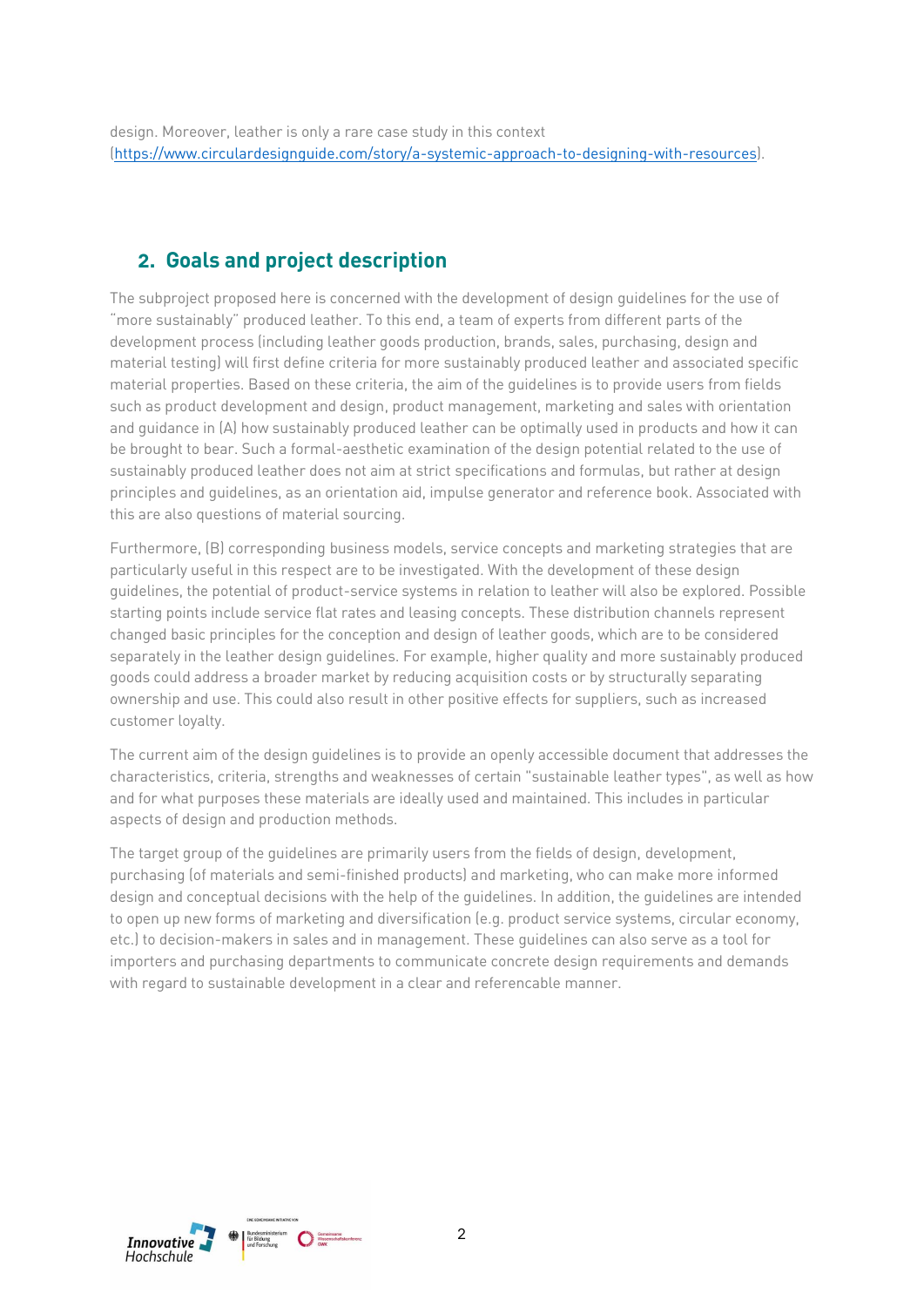design. Moreover, leather is only a rare case study in this context (https://www.circulardesignguide.com/story/a-systemic-approach-to-designing-with-resources).

## 2. Goals and project description

The subproject proposed here is concerned with the development of design guidelines for the use of "more sustainably" produced leather. To this end, a team of experts from different parts of the development process (including leather goods production, brands, sales, purchasing, design and material testing) will first define criteria for more sustainably produced leather and associated specific material properties. Based on these criteria, the aim of the guidelines is to provide users from fields such as product development and design, product management, marketing and sales with orientation and guidance in (A) how sustainably produced leather can be optimally used in products and how it can be brought to bear. Such a formal-aesthetic examination of the design potential related to the use of sustainably produced leather does not aim at strict specifications and formulas, but rather at design principles and guidelines, as an orientation aid, impulse generator and reference book. Associated with this are also questions of material sourcing.

Furthermore, (B) corresponding business models, service concepts and marketing strategies that are particularly useful in this respect are to be investigated. With the development of these design guidelines, the potential of product-service systems in relation to leather will also be explored. Possible starting points include service flat rates and leasing concepts. These distribution channels represent changed basic principles for the conception and design of leather goods, which are to be considered separately in the leather design guidelines. For example, higher quality and more sustainably produced goods could address a broader market by reducing acquisition costs or by structurally separating ownership and use. This could also result in other positive effects for suppliers, such as increased customer loyalty.

The current aim of the design guidelines is to provide an openly accessible document that addresses the characteristics, criteria, strengths and weaknesses of certain "sustainable leather types", as well as how and for what purposes these materials are ideally used and maintained. This includes in particular aspects of design and production methods.

The target group of the guidelines are primarily users from the fields of design, development, purchasing (of materials and semi-finished products) and marketing, who can make more informed design and conceptual decisions with the help of the guidelines. In addition, the guidelines are intended to open up new forms of marketing and diversification (e.g. product service systems, circular economy, etc.) to decision-makers in sales and in management. These guidelines can also serve as a tool for importers and purchasing departments to communicate concrete design requirements and demands with regard to sustainable development in a clear and referencable manner.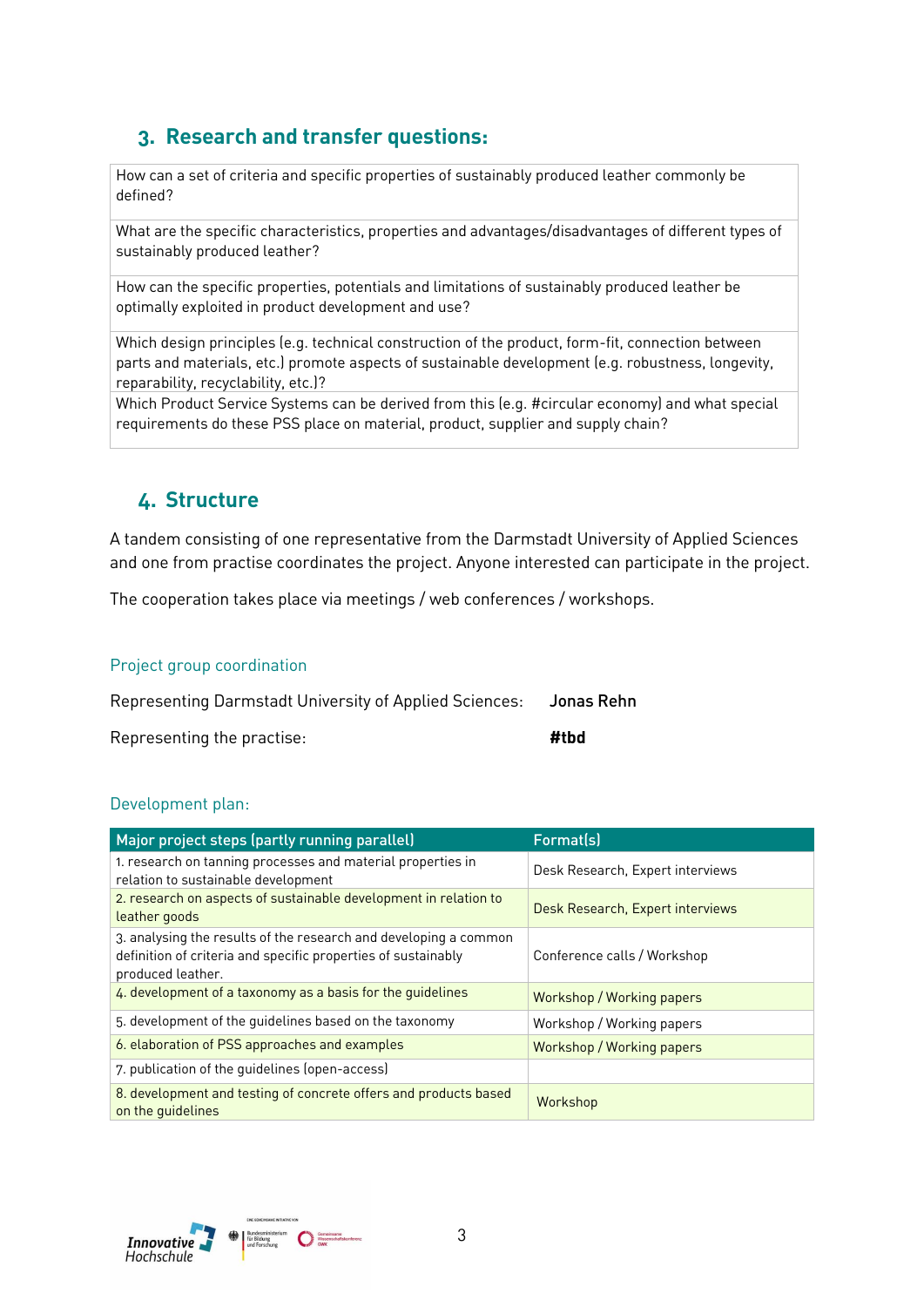## 3. Research and transfer questions:

| |
|---|
| How can a set of criteria and specific properties of sustainably produced leather commonly be defined? |
| What are the specific characteristics, properties and advantages/disadvantages of different types of sustainably produced leather? |
| How can the specific properties, potentials and limitations of sustainably produced leather be optimally exploited in product development and use? |
| Which design principles (e.g. technical construction of the product, form-fit, connection between parts and materials, etc.) promote aspects of sustainable development (e.g. robustness, longevity, reparability, recyclability, etc.)? |
| Which Product Service Systems can be derived from this (e.g. #circular economy) and what special requirements do these PSS place on material, product, supplier and supply chain? |

## 4. Structure

A tandem consisting of one representative from the Darmstadt University of Applied Sciences and one from practise coordinates the project. Anyone interested can participate in the project.

The cooperation takes place via meetings / web conferences / workshops.

### Project group coordination

Representing Darmstadt University of Applied Sciences: **Jonas Rehn**

Representing the practise: **#tbd**

### Development plan:

| Major project steps (partly running parallel) | Format(s) |
|---|---|
| 1. research on tanning processes and material properties in relation to sustainable development | Desk Research, Expert interviews |
| 2. research on aspects of sustainable development in relation to leather goods | Desk Research, Expert interviews |
| 3. analysing the results of the research and developing a common definition of criteria and specific properties of sustainably produced leather. | Conference calls / Workshop |
| 4. development of a taxonomy as a basis for the guidelines | Workshop / Working papers |
| 5. development of the guidelines based on the taxonomy | Workshop / Working papers |
| 6. elaboration of PSS approaches and examples | Workshop / Working papers |
| 7. publication of the guidelines (open-access) | |
| 8. development and testing of concrete offers and products based on the guidelines | Workshop |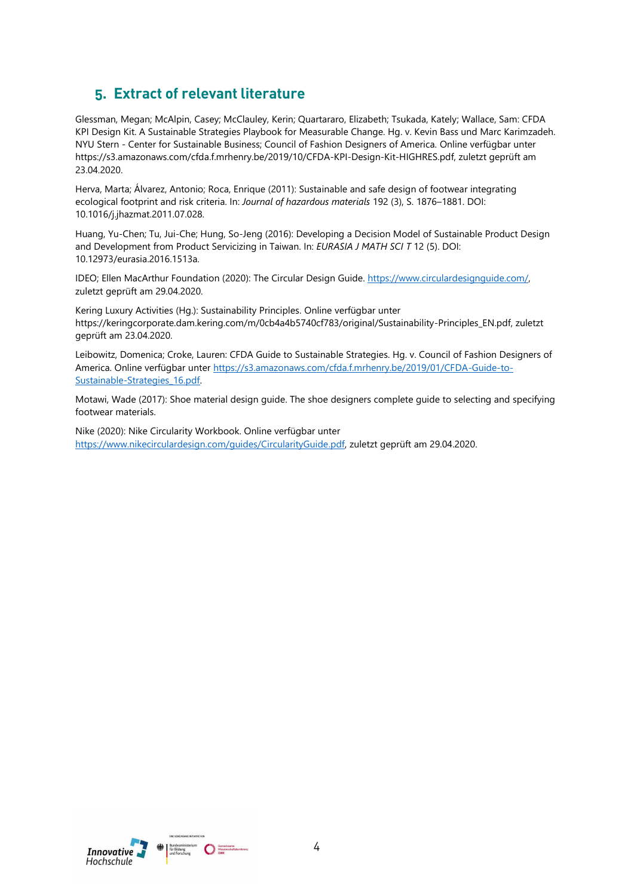## 5. Extract of relevant literature

Glessman, Megan; McAlpin, Casey; McClauley, Kerin; Quartararo, Elizabeth; Tsukada, Kately; Wallace, Sam: CFDA KPI Design Kit. A Sustainable Strategies Playbook for Measurable Change. Hg. v. Kevin Bass und Marc Karimzadeh. NYU Stern - Center for Sustainable Business; Council of Fashion Designers of America. Online verfügbar unter https://s3.amazonaws.com/cfda.f.mrhenry.be/2019/10/CFDA-KPI-Design-Kit-HIGHRES.pdf, zuletzt geprüft am 23.04.2020.

Herva, Marta; Álvarez, Antonio; Roca, Enrique (2011): Sustainable and safe design of footwear integrating ecological footprint and risk criteria. In: *Journal of hazardous materials* 192 (3), S. 1876–1881. DOI: 10.1016/j.jhazmat.2011.07.028.

Huang, Yu-Chen; Tu, Jui-Che; Hung, So-Jeng (2016): Developing a Decision Model of Sustainable Product Design and Development from Product Servicizing in Taiwan. In: *EURASIA J MATH SCI T* 12 (5). DOI: 10.12973/eurasia.2016.1513a.

IDEO; Ellen MacArthur Foundation (2020): The Circular Design Guide. https://www.circulardesignguide.com/, zuletzt geprüft am 29.04.2020.

Kering Luxury Activities (Hg.): Sustainability Principles. Online verfügbar unter https://keringcorporate.dam.kering.com/m/0cb4a4b5740cf783/original/Sustainability-Principles_EN.pdf, zuletzt geprüft am 23.04.2020.

Leibowitz, Domenica; Croke, Lauren: CFDA Guide to Sustainable Strategies. Hg. v. Council of Fashion Designers of America. Online verfügbar unter https://s3.amazonaws.com/cfda.f.mrhenry.be/2019/01/CFDA-Guide-to-Sustainable-Strategies_16.pdf.

Motawi, Wade (2017): Shoe material design guide. The shoe designers complete guide to selecting and specifying footwear materials.

Nike (2020): Nike Circularity Workbook. Online verfügbar unter https://www.nikecirculardesign.com/guides/CircularityGuide.pdf, zuletzt geprüft am 29.04.2020.